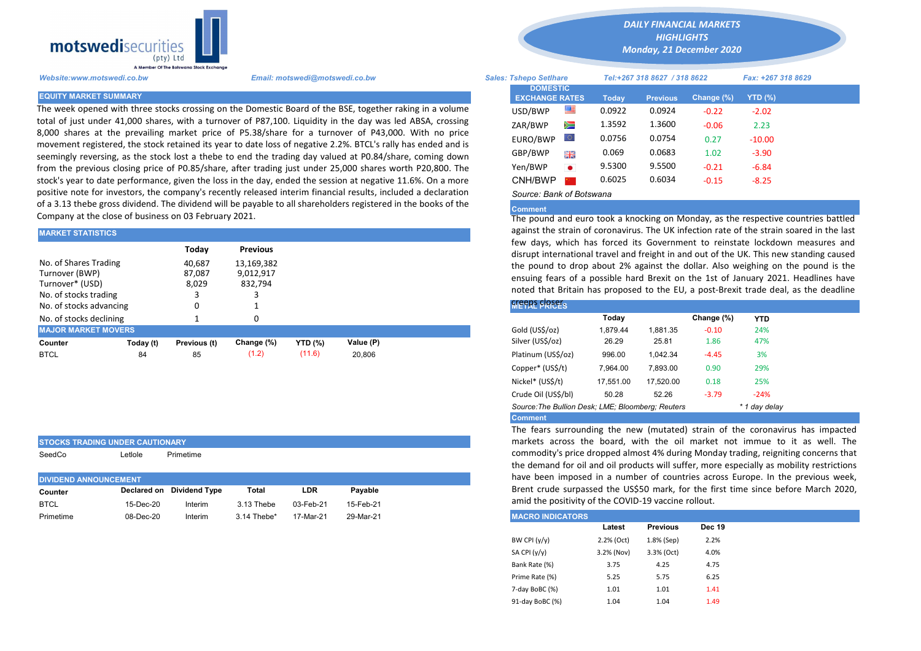# DAILY FINANCIAL MARKETS HIGHLIGHTS

**Monday, 21 December 2020**

motswedisecurities (pty) Ltd — A Member Of The Botswana Stock Exchange

*Website:www.motswedi.co.bw* *Email: motswedi@motswedi.co.bw*

*Sales: Tshepo Setlhare* *Tel:+267 318 8627 / 318 8622* *Fax: +267 318 8629*

## EQUITY MARKET SUMMARY

The week opened with three stocks crossing on the Domestic Board of the BSE, together raking in a volume total of just under 41,000 shares, with a turnover of P87,100. Liquidity in the day was led ABSA, crossing 8,000 shares at the prevailing market price of P5.38/share for a turnover of P43,000. With no price movement registered, the stock retained its year to date loss of negative 2.2%. BTCL's rally has ended and is seemingly reversing, as the stock lost a thebe to end the trading day valued at P0.84/share, coming down from the previous closing price of P0.85/share, after trading just under 25,000 shares worth P20,800. The stock's year to date performance, given the loss in the day, ended the session at negative 11.6%. On a more positive note for investors, the company's recently released interim financial results, included a declaration of a 3.13 thebe gross dividend. The dividend will be payable to all shareholders registered in the books of the Company at the close of business on 03 February 2021.

## MARKET STATISTICS

| | Today | Previous |
|---|---|---|
| No. of Shares Trading | 40,687 | 13,169,382 |
| Turnover (BWP) | 87,087 | 9,012,917 |
| Turnover* (USD) | 8,029 | 832,794 |
| No. of stocks trading | 3 | 3 |
| No. of stocks advancing | 0 | 1 |
| No. of stocks declining | 1 | 0 |

## MAJOR MARKET MOVERS

| Counter | Today (t) | Previous (t) | Change (%) | YTD (%) | Value (P) |
|---|---|---|---|---|---|
| BTCL | 84 | 85 | (1.2) | (11.6) | 20,806 |

## STOCKS TRADING UNDER CAUTIONARY

SeedCo Letlole Primetime

## DIVIDEND ANNOUNCEMENT

| Counter | Declared on | Dividend Type | Total | LDR | Payable |
|---|---|---|---|---|---|
| BTCL | 15-Dec-20 | Interim | 3.13 Thebe | 03-Feb-21 | 15-Feb-21 |
| Primetime | 08-Dec-20 | Interim | 3.14 Thebe* | 17-Mar-21 | 29-Mar-21 |

## DOMESTIC EXCHANGE RATES

| DOMESTIC EXCHANGE RATES | Today | Previous | Change (%) | YTD (%) |
|---|---|---|---|---|
| USD/BWP | 0.0922 | 0.0924 | -0.22 | -2.02 |
| ZAR/BWP | 1.3592 | 1.3600 | -0.06 | 2.23 |
| EURO/BWP | 0.0756 | 0.0754 | 0.27 | -10.00 |
| GBP/BWP | 0.069 | 0.0683 | 1.02 | -3.90 |
| Yen/BWP | 9.5300 | 9.5500 | -0.21 | -6.84 |
| CNH/BWP | 0.6025 | 0.6034 | -0.15 | -8.25 |

*Source: Bank of Botswana*

**Comment**

The pound and euro took a knocking on Monday, as the respective countries battled against the strain of coronavirus. The UK infection rate of the strain soared in the last few days, which has forced its Government to reinstate lockdown measures and disrupt international travel and freight in and out of the UK. This new standing caused the pound to drop about 2% against the dollar. Also weighing on the pound is the ensuing fears of a possible hard Brexit on the 1st of January 2021. Headlines have noted that Britain has proposed to the EU, a post-Brexit trade deal, as the deadline creeps closer.

## METAL PRICES

| | Today | | Change (%) | YTD |
|---|---|---|---|---|
| Gold (US$/oz) | 1,879.44 | 1,881.35 | -0.10 | 24% |
| Silver (US$/oz) | 26.29 | 25.81 | 1.86 | 47% |
| Platinum (US$/oz) | 996.00 | 1,042.34 | -4.45 | 3% |
| Copper* (US$/t) | 7,964.00 | 7,893.00 | 0.90 | 29% |
| Nickel* (US$/t) | 17,551.00 | 17,520.00 | 0.18 | 25% |
| Crude Oil (US$/bl) | 50.28 | 52.26 | -3.79 | -24% |

*Source:The Bullion Desk; LME; Bloomberg; Reuters* *\* 1 day delay*

**Comment**

The fears surrounding the new (mutated) strain of the coronavirus has impacted markets across the board, with the oil market not immue to it as well. The commodity's price dropped almost 4% during Monday trading, reigniting concerns that the demand for oil and oil products will suffer, more especially as mobility restrictions have been imposed in a number of countries across Europe. In the previous week, Brent crude surpassed the US$50 mark, for the first time since before March 2020, amid the positivity of the COVID-19 vaccine rollout.

## MACRO INDICATORS

| | Latest | Previous | Dec 19 |
|---|---|---|---|
| BW CPI (y/y) | 2.2% (Oct) | 1.8% (Sep) | 2.2% |
| SA CPI (y/y) | 3.2% (Nov) | 3.3% (Oct) | 4.0% |
| Bank Rate (%) | 3.75 | 4.25 | 4.75 |
| Prime Rate (%) | 5.25 | 5.75 | 6.25 |
| 7-day BoBC (%) | 1.01 | 1.01 | 1.41 |
| 91-day BoBC (%) | 1.04 | 1.04 | 1.49 |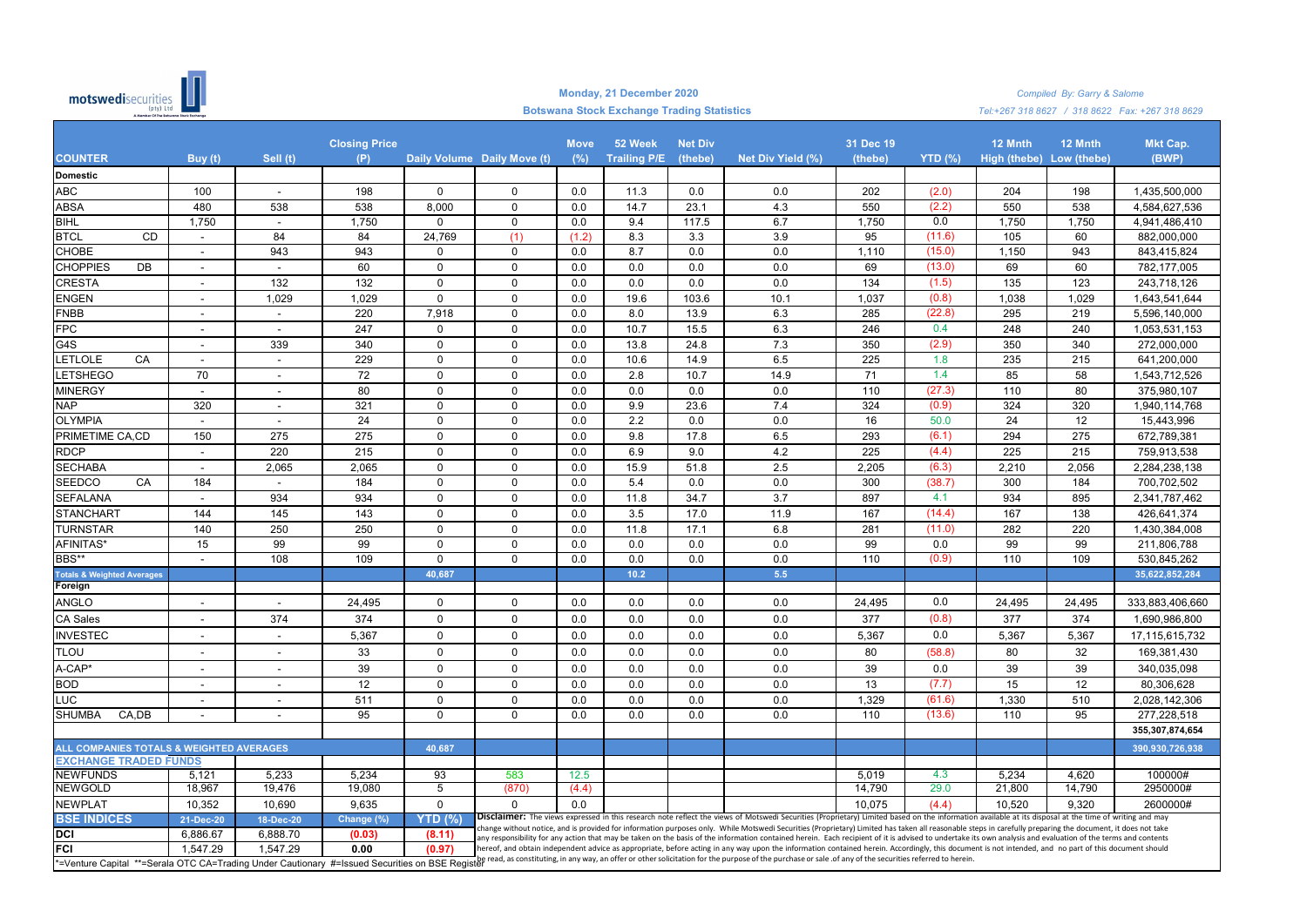motswedisecurities (pty) Ltd
A Member Of The Botswana Stock Exchange

**Monday, 21 December 2020**

**Botswana Stock Exchange Trading Statistics**

*Compiled By: Garry & Salome*

*Tel:+267 318 8627 / 318 8622 Fax: +267 318 8629*

| COUNTER | Buy (t) | Sell (t) | Closing Price (P) | Daily Volume | Daily Move (t) | Move (%) | 52 Week Trailing P/E | Net Div (thebe) | Net Div Yield (%) | 31 Dec 19 (thebe) | YTD (%) | 12 Mnth High (thebe) | 12 Mnth Low (thebe) | Mkt Cap. (BWP) |
|---|---|---|---|---|---|---|---|---|---|---|---|---|---|---|
| **Domestic** | | | | | | | | | | | | | | |
| ABC | 100 | - | 198 | 0 | 0 | 0.0 | 11.3 | 0.0 | 0.0 | 202 | (2.0) | 204 | 198 | 1,435,500,000 |
| ABSA | 480 | 538 | 538 | 8,000 | 0 | 0.0 | 14.7 | 23.1 | 4.3 | 550 | (2.2) | 550 | 538 | 4,584,627,536 |
| BIHL | 1,750 | - | 1,750 | 0 | 0 | 0.0 | 9.4 | 117.5 | 6.7 | 1,750 | 0.0 | 1,750 | 1,750 | 4,941,486,410 |
| BTCL CD | - | 84 | 84 | 24,769 | (1) | (1.2) | 8.3 | 3.3 | 3.9 | 95 | (11.6) | 105 | 60 | 882,000,000 |
| CHOBE | - | 943 | 943 | 0 | 0 | 0.0 | 8.7 | 0.0 | 0.0 | 1,110 | (15.0) | 1,150 | 943 | 843,415,824 |
| CHOPPIES DB | - | - | 60 | 0 | 0 | 0.0 | 0.0 | 0.0 | 0.0 | 69 | (13.0) | 69 | 60 | 782,177,005 |
| CRESTA | - | 132 | 132 | 0 | 0 | 0.0 | 0.0 | 0.0 | 0.0 | 134 | (1.5) | 135 | 123 | 243,718,126 |
| ENGEN | - | 1,029 | 1,029 | 0 | 0 | 0.0 | 19.6 | 103.6 | 10.1 | 1,037 | (0.8) | 1,038 | 1,029 | 1,643,541,644 |
| FNBB | - | - | 220 | 7,918 | 0 | 0.0 | 8.0 | 13.9 | 6.3 | 285 | (22.8) | 295 | 219 | 5,596,140,000 |
| FPC | - | - | 247 | 0 | 0 | 0.0 | 10.7 | 15.5 | 6.3 | 246 | 0.4 | 248 | 240 | 1,053,531,153 |
| G4S | - | 339 | 340 | 0 | 0 | 0.0 | 13.8 | 24.8 | 7.3 | 350 | (2.9) | 350 | 340 | 272,000,000 |
| LETLOLE CA | - | - | 229 | 0 | 0 | 0.0 | 10.6 | 14.9 | 6.5 | 225 | 1.8 | 235 | 215 | 641,200,000 |
| LETSHEGO | 70 | - | 72 | 0 | 0 | 0.0 | 2.8 | 10.7 | 14.9 | 71 | 1.4 | 85 | 58 | 1,543,712,526 |
| MINERGY | - | - | 80 | 0 | 0 | 0.0 | 0.0 | 0.0 | 0.0 | 110 | (27.3) | 110 | 80 | 375,980,107 |
| NAP | 320 | - | 321 | 0 | 0 | 0.0 | 9.9 | 23.6 | 7.4 | 324 | (0.9) | 324 | 320 | 1,940,114,768 |
| OLYMPIA | - | - | 24 | 0 | 0 | 0.0 | 2.2 | 0.0 | 0.0 | 16 | 50.0 | 24 | 12 | 15,443,996 |
| PRIMETIME CA,CD | 150 | 275 | 275 | 0 | 0 | 0.0 | 9.8 | 17.8 | 6.5 | 293 | (6.1) | 294 | 275 | 672,789,381 |
| RDCP | - | 220 | 215 | 0 | 0 | 0.0 | 6.9 | 9.0 | 4.2 | 225 | (4.4) | 225 | 215 | 759,913,538 |
| SECHABA | - | 2,065 | 2,065 | 0 | 0 | 0.0 | 15.9 | 51.8 | 2.5 | 2,205 | (6.3) | 2,210 | 2,056 | 2,284,238,138 |
| SEEDCO CA | 184 | - | 184 | 0 | 0 | 0.0 | 5.4 | 0.0 | 0.0 | 300 | (38.7) | 300 | 184 | 700,702,502 |
| SEFALANA | - | 934 | 934 | 0 | 0 | 0.0 | 11.8 | 34.7 | 3.7 | 897 | 4.1 | 934 | 895 | 2,341,787,462 |
| STANCHART | 144 | 145 | 143 | 0 | 0 | 0.0 | 3.5 | 17.0 | 11.9 | 167 | (14.4) | 167 | 138 | 426,641,374 |
| TURNSTAR | 140 | 250 | 250 | 0 | 0 | 0.0 | 11.8 | 17.1 | 6.8 | 281 | (11.0) | 282 | 220 | 1,430,384,008 |
| AFINITAS* | 15 | 99 | 99 | 0 | 0 | 0.0 | 0.0 | 0.0 | 0.0 | 99 | 0.0 | 99 | 99 | 211,806,788 |
| BBS** | - | 108 | 109 | 0 | 0 | 0.0 | 0.0 | 0.0 | 0.0 | 110 | (0.9) | 110 | 109 | 530,845,262 |
| **Totals & Weighted Averages** | | | | **40,687** | | | **10.2** | | **5.5** | | | | | **35,622,852,284** |
| **Foreign** | | | | | | | | | | | | | | |
| ANGLO | - | - | 24,495 | 0 | 0 | 0.0 | 0.0 | 0.0 | 0.0 | 24,495 | 0.0 | 24,495 | 24,495 | 333,883,406,660 |
| CA Sales | - | 374 | 374 | 0 | 0 | 0.0 | 0.0 | 0.0 | 0.0 | 377 | (0.8) | 377 | 374 | 1,690,986,800 |
| INVESTEC | - | - | 5,367 | 0 | 0 | 0.0 | 0.0 | 0.0 | 0.0 | 5,367 | 0.0 | 5,367 | 5,367 | 17,115,615,732 |
| TLOU | - | - | 33 | 0 | 0 | 0.0 | 0.0 | 0.0 | 0.0 | 80 | (58.8) | 80 | 32 | 169,381,430 |
| A-CAP* | - | - | 39 | 0 | 0 | 0.0 | 0.0 | 0.0 | 0.0 | 39 | 0.0 | 39 | 39 | 340,035,098 |
| BOD | - | - | 12 | 0 | 0 | 0.0 | 0.0 | 0.0 | 0.0 | 13 | (7.7) | 15 | 12 | 80,306,628 |
| LUC | - | - | 511 | 0 | 0 | 0.0 | 0.0 | 0.0 | 0.0 | 1,329 | (61.6) | 1,330 | 510 | 2,028,142,306 |
| SHUMBA CA,DB | - | - | 95 | 0 | 0 | 0.0 | 0.0 | 0.0 | 0.0 | 110 | (13.6) | 110 | 95 | 277,228,518 |
| | | | | | | | | | | | | | | **355,307,874,654** |
| **ALL COMPANIES TOTALS & WEIGHTED AVERAGES** | | | | **40,687** | | | | | | | | | | **390,930,726,938** |
| **EXCHANGE TRADED FUNDS** | | | | | | | | | | | | | | |
| NEWFUNDS | 5,121 | 5,233 | 5,234 | 93 | 583 | 12.5 | | | | 5,019 | 4.3 | 5,234 | 4,620 | 100000# |
| NEWGOLD | 18,967 | 19,476 | 19,080 | 5 | (870) | (4.4) | | | | 14,790 | 29.0 | 21,800 | 14,790 | 2950000# |
| NEWPLAT | 10,352 | 10,690 | 9,635 | 0 | 0 | 0.0 | | | | 10,075 | (4.4) | 10,520 | 9,320 | 2600000# |

| BSE INDICES | 21-Dec-20 | 18-Dec-20 | Change (%) | YTD (%) |
|---|---|---|---|---|
| DCI | 6,886.67 | 6,888.70 | (0.03) | (8.11) |
| FCI | 1,547.29 | 1,547.29 | 0.00 | (0.97) |

*=Venture Capital **=Serala OTC CA=Trading Under Cautionary #=Issued Securities on BSE Register

**Disclaimer:** The views expressed in this research note reflect the views of Motswedi Securities (Proprietary) Limited based on the information available at its disposal at the time of writing and may change without notice, and is provided for information purposes only. While Motswedi Securities (Proprietary) Limited has taken all reasonable steps in carefully preparing the document, it does not take any responsibility for any action that may be taken on the basis of the information contained herein. Each recipient of it is advised to undertake its own analysis and evaluation of the terms and contents hereof, and obtain independent advice as appropriate, before acting in any way upon the information contained herein. Accordingly, this document is not intended, and no part of this document should be read, as constituting, in any way, an offer or other solicitation for the purpose of the purchase or sale .of any of the securities referred to herein.